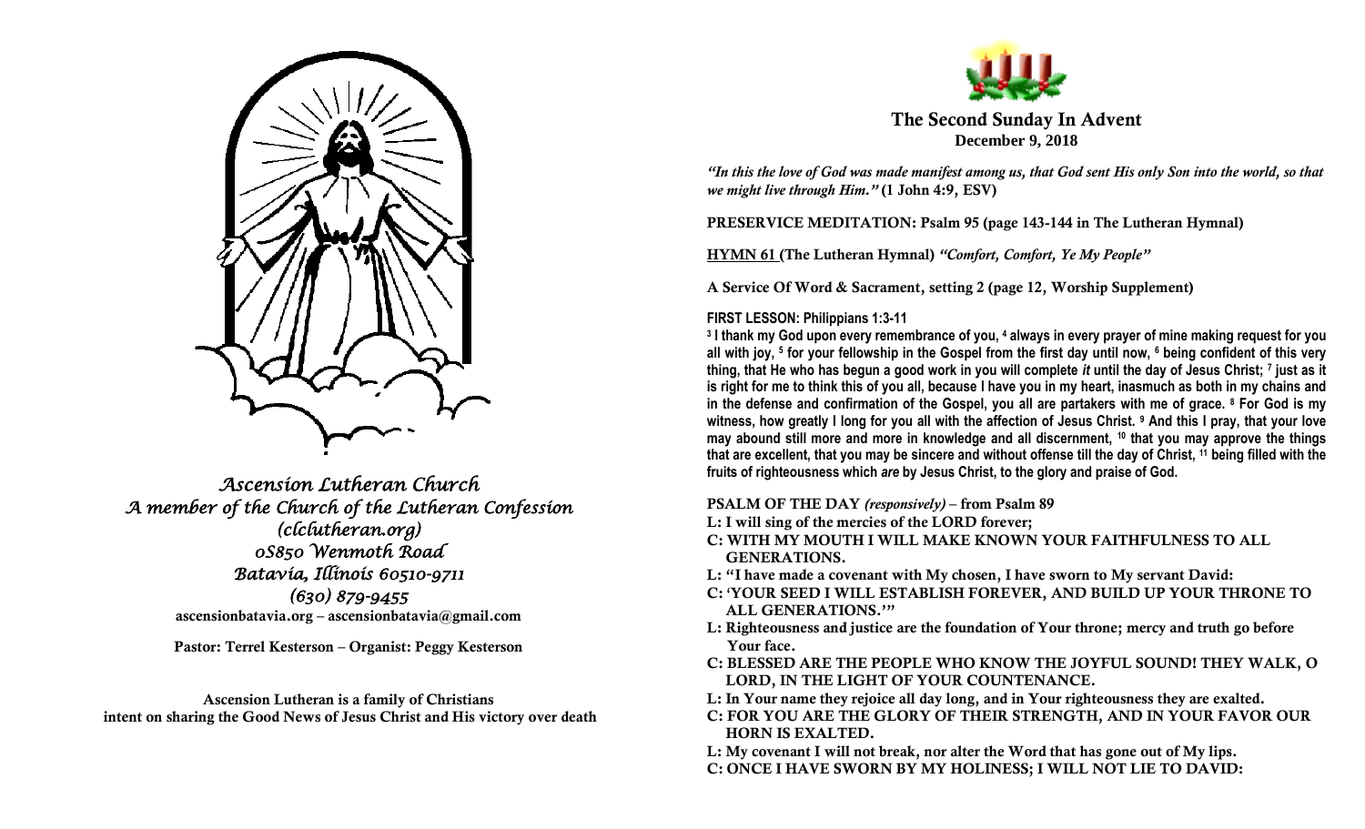*Ascension Lutheran Church*
*A member of the Church of the Lutheran Confession*
*(clclutheran.org)*
*0S850 Wenmoth Road*
*Batavia, Illinois 60510-9711*
*(630) 879-9455*
**ascensionbatavia.org – ascensionbatavia@gmail.com**

**Pastor: Terrel Kesterson – Organist: Peggy Kesterson**

**Ascension Lutheran is a family of Christians intent on sharing the Good News of Jesus Christ and His victory over death**

# The Second Sunday In Advent
**December 9, 2018**

***"In this the love of God was made manifest among us, that God sent His only Son into the world, so that we might live through Him."*** **(1 John 4:9, ESV)**

**PRESERVICE MEDITATION: Psalm 95 (page 143-144 in The Lutheran Hymnal)**

**HYMN 61 (The Lutheran Hymnal)** ***"Comfort, Comfort, Ye My People"***

**A Service Of Word & Sacrament, setting 2 (page 12, Worship Supplement)**

**FIRST LESSON: Philippians 1:3-11**

**[3] I thank my God upon every remembrance of you, [4] always in every prayer of mine making request for you all with joy, [5] for your fellowship in the Gospel from the first day until now, [6] being confident of this very thing, that He who has begun a good work in you will complete *it* until the day of Jesus Christ; [7] just as it is right for me to think this of you all, because I have you in my heart, inasmuch as both in my chains and in the defense and confirmation of the Gospel, you all are partakers with me of grace. [8] For God is my witness, how greatly I long for you all with the affection of Jesus Christ. [9] And this I pray, that your love may abound still more and more in knowledge and all discernment, [10] that you may approve the things that are excellent, that you may be sincere and without offense till the day of Christ, [11] being filled with the fruits of righteousness which *are* by Jesus Christ, to the glory and praise of God.**

**PSALM OF THE DAY** ***(responsively)*** **– from Psalm 89**

**L: I will sing of the mercies of the LORD forever;**
**C: WITH MY MOUTH I WILL MAKE KNOWN YOUR FAITHFULNESS TO ALL GENERATIONS.**
**L: "I have made a covenant with My chosen, I have sworn to My servant David:**
**C: 'YOUR SEED I WILL ESTABLISH FOREVER, AND BUILD UP YOUR THRONE TO ALL GENERATIONS.'"**
**L: Righteousness and justice are the foundation of Your throne; mercy and truth go before Your face.**
**C: BLESSED ARE THE PEOPLE WHO KNOW THE JOYFUL SOUND! THEY WALK, O LORD, IN THE LIGHT OF YOUR COUNTENANCE.**
**L: In Your name they rejoice all day long, and in Your righteousness they are exalted.**
**C: FOR YOU ARE THE GLORY OF THEIR STRENGTH, AND IN YOUR FAVOR OUR HORN IS EXALTED.**
**L: My covenant I will not break, nor alter the Word that has gone out of My lips.**
**C: ONCE I HAVE SWORN BY MY HOLINESS; I WILL NOT LIE TO DAVID:**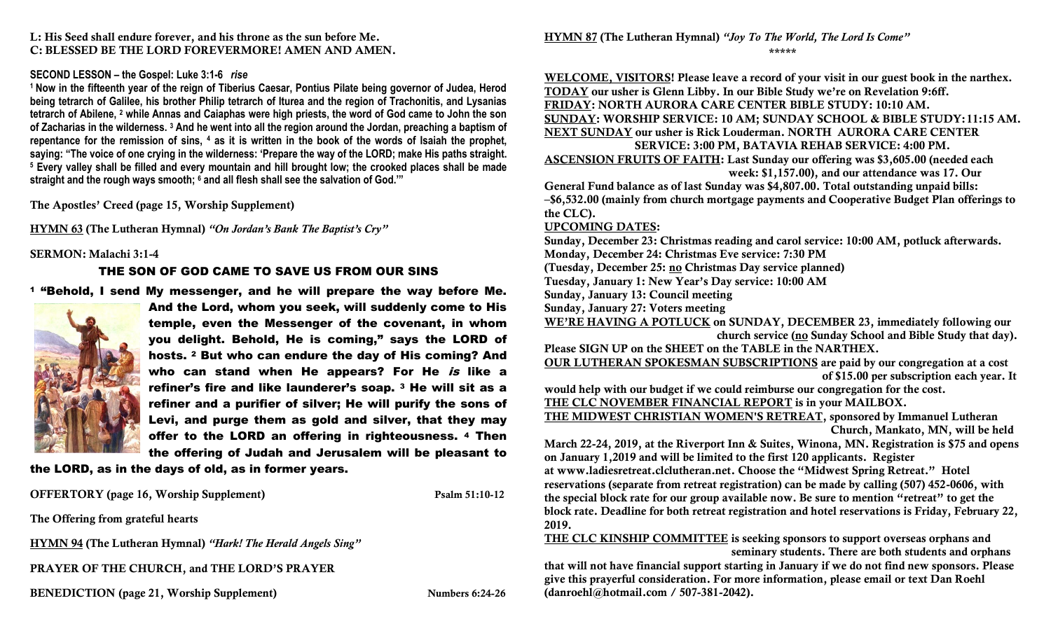**L: His Seed shall endure forever, and his throne as the sun before Me.**
**C: BLESSED BE THE LORD FOREVERMORE! AMEN AND AMEN.**

**SECOND LESSON – the Gospel: Luke 3:1-6** ***rise***

**[1] Now in the fifteenth year of the reign of Tiberius Caesar, Pontius Pilate being governor of Judea, Herod being tetrarch of Galilee, his brother Philip tetrarch of Iturea and the region of Trachonitis, and Lysanias tetrarch of Abilene, [2] while Annas and Caiaphas were high priests, the word of God came to John the son of Zacharias in the wilderness. [3] And he went into all the region around the Jordan, preaching a baptism of repentance for the remission of sins, [4] as it is written in the book of the words of Isaiah the prophet, saying: "The voice of one crying in the wilderness: 'Prepare the way of the LORD; make His paths straight. [5] Every valley shall be filled and every mountain and hill brought low; the crooked places shall be made straight and the rough ways smooth; [6] and all flesh shall see the salvation of God.'"**

**The Apostles' Creed (page 15, Worship Supplement)**

**HYMN 63 (The Lutheran Hymnal)** ***"On Jordan's Bank The Baptist's Cry"***

**SERMON: Malachi 3:1-4**

## THE SON OF GOD CAME TO SAVE US FROM OUR SINS

**[1] "Behold, I send My messenger, and he will prepare the way before Me. And the Lord, whom you seek, will suddenly come to His temple, even the Messenger of the covenant, in whom you delight. Behold, He is coming," says the LORD of hosts. [2] But who can endure the day of His coming? And who can stand when He appears? For He *is* like a refiner's fire and like launderer's soap. [3] He will sit as a refiner and a purifier of silver; He will purify the sons of Levi, and purge them as gold and silver, that they may offer to the LORD an offering in righteousness. [4] Then the offering of Judah and Jerusalem will be pleasant to the LORD, as in the days of old, as in former years.**

**OFFERTORY (page 16, Worship Supplement)** **Psalm 51:10-12**

**The Offering from grateful hearts**

**HYMN 94 (The Lutheran Hymnal)** ***"Hark! The Herald Angels Sing"***

**PRAYER OF THE CHURCH, and THE LORD'S PRAYER**

**BENEDICTION (page 21, Worship Supplement)** **Numbers 6:24-26**

**HYMN 87 (The Lutheran Hymnal)** ***"Joy To The World, The Lord Is Come"***

*****

**WELCOME, VISITORS! Please leave a record of your visit in our guest book in the narthex.**
**TODAY our usher is Glenn Libby. In our Bible Study we're on Revelation 9:6ff.**
**FRIDAY: NORTH AURORA CARE CENTER BIBLE STUDY: 10:10 AM.**
**SUNDAY: WORSHIP SERVICE: 10 AM; SUNDAY SCHOOL & BIBLE STUDY: 11:15 AM.**
**NEXT SUNDAY our usher is Rick Louderman. NORTH AURORA CARE CENTER SERVICE: 3:00 PM, BATAVIA REHAB SERVICE: 4:00 PM.**

**ASCENSION FRUITS OF FAITH: Last Sunday our offering was $3,605.00 (needed each week: $1,157.00), and our attendance was 17. Our General Fund balance as of last Sunday was $4,807.00. Total outstanding unpaid bills: –$6,532.00 (mainly from church mortgage payments and Cooperative Budget Plan offerings to the CLC).**

**UPCOMING DATES:**
**Sunday, December 23: Christmas reading and carol service: 10:00 AM, potluck afterwards.**
**Monday, December 24: Christmas Eve service: 7:30 PM**
**(Tuesday, December 25: no Christmas Day service planned)**
**Tuesday, January 1: New Year's Day service: 10:00 AM**
**Sunday, January 13: Council meeting**
**Sunday, January 27: Voters meeting**

**WE'RE HAVING A POTLUCK on SUNDAY, DECEMBER 23, immediately following our church service (no Sunday School and Bible Study that day). Please SIGN UP on the SHEET on the TABLE in the NARTHEX.**

**OUR LUTHERAN SPOKESMAN SUBSCRIPTIONS are paid by our congregation at a cost of $15.00 per subscription each year. It would help with our budget if we could reimburse our congregation for the cost.**

**THE CLC NOVEMBER FINANCIAL REPORT is in your MAILBOX.**

**THE MIDWEST CHRISTIAN WOMEN'S RETREAT, sponsored by Immanuel Lutheran Church, Mankato, MN, will be held March 22-24, 2019, at the Riverport Inn & Suites, Winona, MN. Registration is $75 and opens on January 1,2019 and will be limited to the first 120 applicants. Register at www.ladiesretreat.clclutheran.net. Choose the "Midwest Spring Retreat." Hotel reservations (separate from retreat registration) can be made by calling (507) 452-0606, with the special block rate for our group available now. Be sure to mention "retreat" to get the block rate. Deadline for both retreat registration and hotel reservations is Friday, February 22, 2019.**

**THE CLC KINSHIP COMMITTEE is seeking sponsors to support overseas orphans and seminary students. There are both students and orphans that will not have financial support starting in January if we do not find new sponsors. Please give this prayerful consideration. For more information, please email or text Dan Roehl (danroehl@hotmail.com / 507-381-2042).**